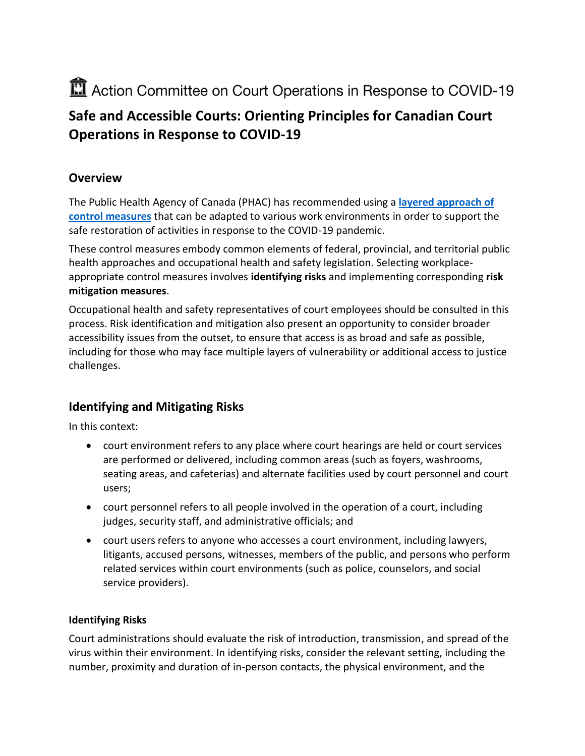Action Committee on Court Operations in Response to COVID-19

# Safe and Accessible Courts: Orienting Principles for Canadian Court Operations in Response to COVID-19

## Overview

The Public Health Agency of Canada (PHAC) has recommended using a **layered approach of control measures** that can be adapted to various work environments in order to support the safe restoration of activities in response to the COVID-19 pandemic.

These control measures embody common elements of federal, provincial, and territorial public health approaches and occupational health and safety legislation. Selecting workplace-appropriate control measures involves **identifying risks** and implementing corresponding **risk mitigation measures**.

Occupational health and safety representatives of court employees should be consulted in this process. Risk identification and mitigation also present an opportunity to consider broader accessibility issues from the outset, to ensure that access is as broad and safe as possible, including for those who may face multiple layers of vulnerability or additional access to justice challenges.

## Identifying and Mitigating Risks

In this context:

- court environment refers to any place where court hearings are held or court services are performed or delivered, including common areas (such as foyers, washrooms, seating areas, and cafeterias) and alternate facilities used by court personnel and court users;
- court personnel refers to all people involved in the operation of a court, including judges, security staff, and administrative officials; and
- court users refers to anyone who accesses a court environment, including lawyers, litigants, accused persons, witnesses, members of the public, and persons who perform related services within court environments (such as police, counselors, and social service providers).

### Identifying Risks

Court administrations should evaluate the risk of introduction, transmission, and spread of the virus within their environment. In identifying risks, consider the relevant setting, including the number, proximity and duration of in-person contacts, the physical environment, and the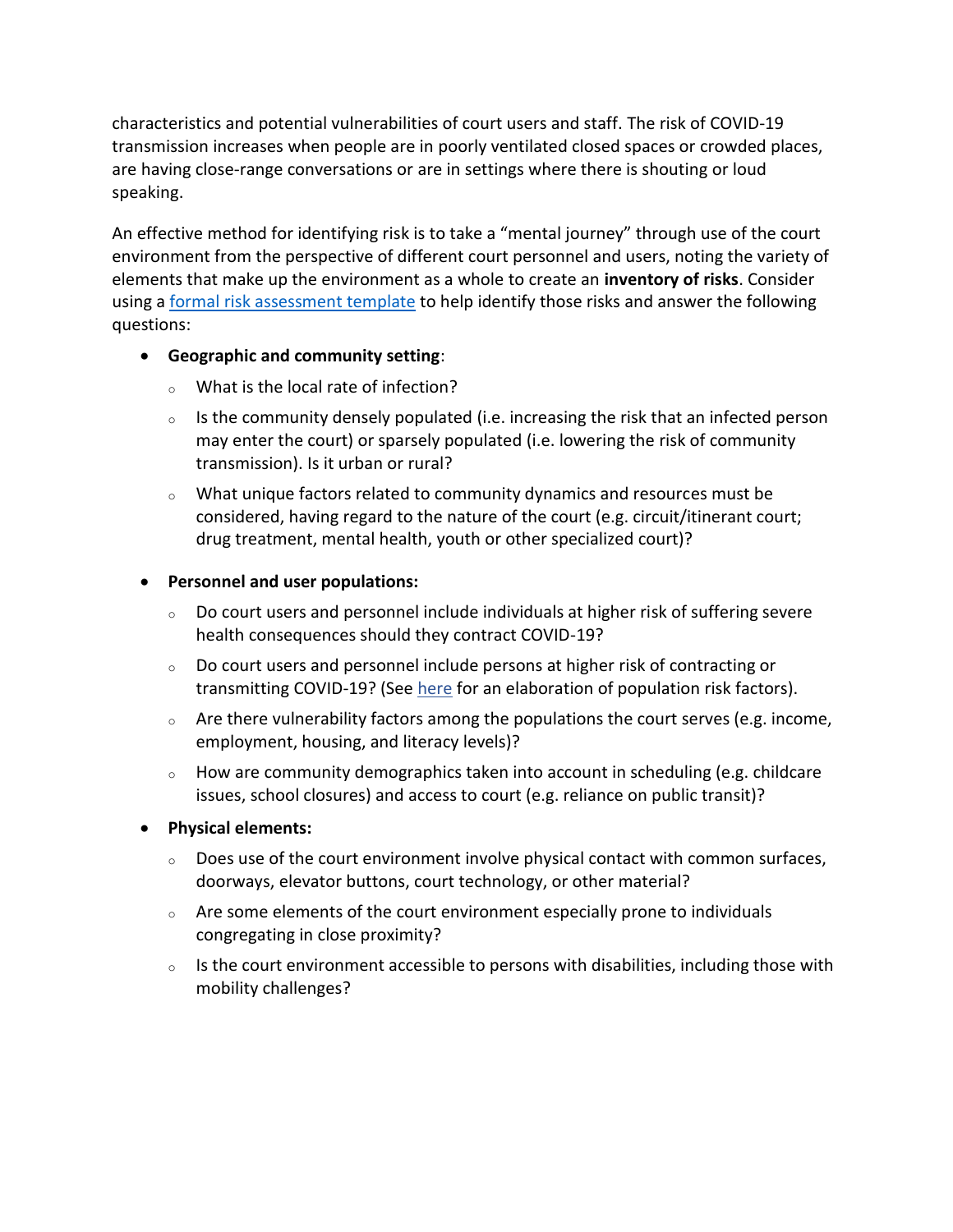characteristics and potential vulnerabilities of court users and staff. The risk of COVID-19 transmission increases when people are in poorly ventilated closed spaces or crowded places, are having close-range conversations or are in settings where there is shouting or loud speaking.

An effective method for identifying risk is to take a "mental journey" through use of the court environment from the perspective of different court personnel and users, noting the variety of elements that make up the environment as a whole to create an **inventory of risks**. Consider using a formal risk assessment template to help identify those risks and answer the following questions:

- **Geographic and community setting**:
  - What is the local rate of infection?
  - Is the community densely populated (i.e. increasing the risk that an infected person may enter the court) or sparsely populated (i.e. lowering the risk of community transmission). Is it urban or rural?
  - What unique factors related to community dynamics and resources must be considered, having regard to the nature of the court (e.g. circuit/itinerant court; drug treatment, mental health, youth or other specialized court)?
- **Personnel and user populations:**
  - Do court users and personnel include individuals at higher risk of suffering severe health consequences should they contract COVID-19?
  - Do court users and personnel include persons at higher risk of contracting or transmitting COVID-19? (See here for an elaboration of population risk factors).
  - Are there vulnerability factors among the populations the court serves (e.g. income, employment, housing, and literacy levels)?
  - How are community demographics taken into account in scheduling (e.g. childcare issues, school closures) and access to court (e.g. reliance on public transit)?
- **Physical elements:**
  - Does use of the court environment involve physical contact with common surfaces, doorways, elevator buttons, court technology, or other material?
  - Are some elements of the court environment especially prone to individuals congregating in close proximity?
  - Is the court environment accessible to persons with disabilities, including those with mobility challenges?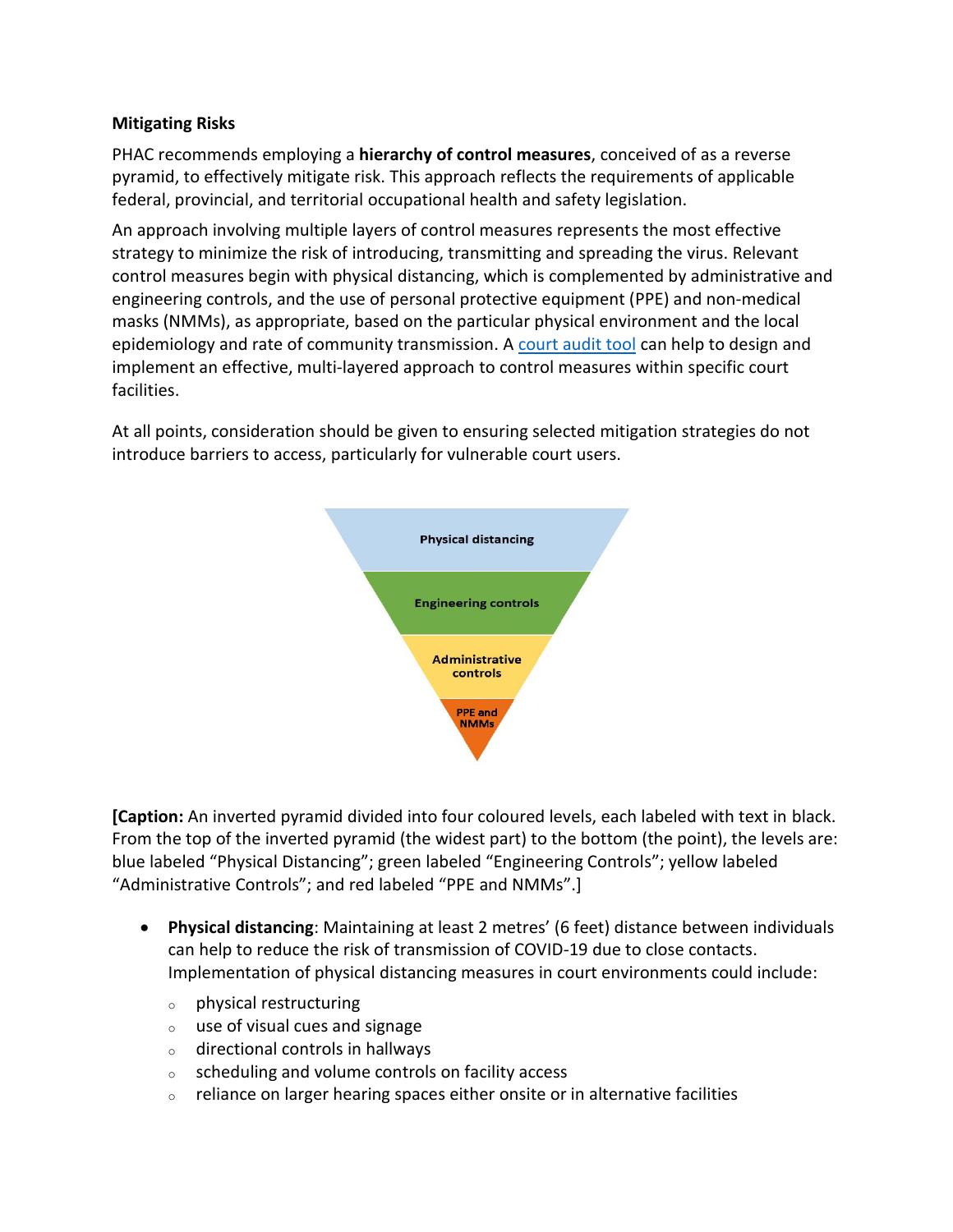**Mitigating Risks**

PHAC recommends employing a **hierarchy of control measures**, conceived of as a reverse pyramid, to effectively mitigate risk. This approach reflects the requirements of applicable federal, provincial, and territorial occupational health and safety legislation.

An approach involving multiple layers of control measures represents the most effective strategy to minimize the risk of introducing, transmitting and spreading the virus. Relevant control measures begin with physical distancing, which is complemented by administrative and engineering controls, and the use of personal protective equipment (PPE) and non-medical masks (NMMs), as appropriate, based on the particular physical environment and the local epidemiology and rate of community transmission. A court audit tool can help to design and implement an effective, multi-layered approach to control measures within specific court facilities.

At all points, consideration should be given to ensuring selected mitigation strategies do not introduce barriers to access, particularly for vulnerable court users.

Physical distancing

Engineering controls

Administrative controls

PPE and NMMs

**[Caption:** An inverted pyramid divided into four coloured levels, each labeled with text in black. From the top of the inverted pyramid (the widest part) to the bottom (the point), the levels are: blue labeled "Physical Distancing"; green labeled "Engineering Controls"; yellow labeled "Administrative Controls"; and red labeled "PPE and NMMs".]

- **Physical distancing**: Maintaining at least 2 metres' (6 feet) distance between individuals can help to reduce the risk of transmission of COVID-19 due to close contacts. Implementation of physical distancing measures in court environments could include:
  - physical restructuring
  - use of visual cues and signage
  - directional controls in hallways
  - scheduling and volume controls on facility access
  - reliance on larger hearing spaces either onsite or in alternative facilities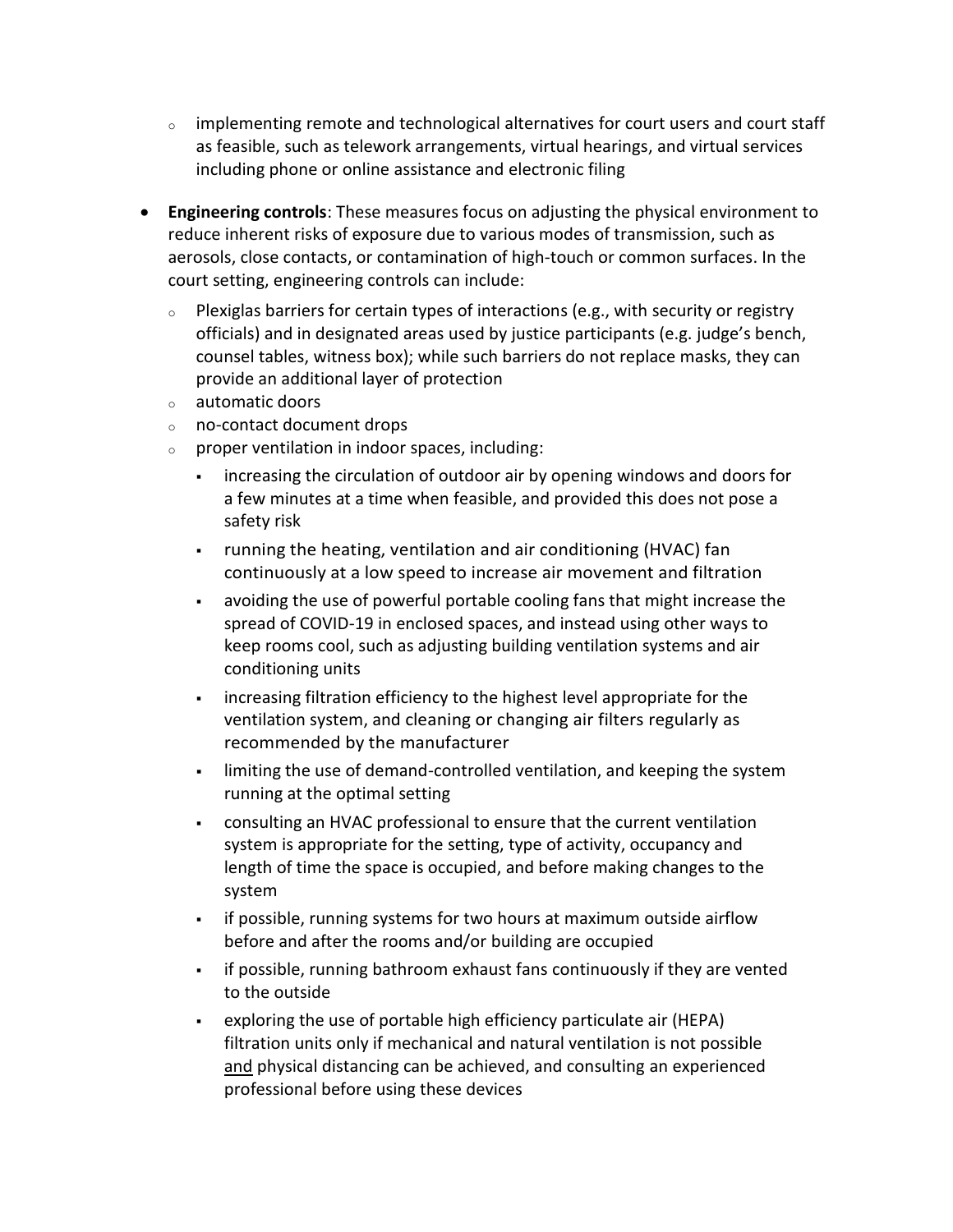- implementing remote and technological alternatives for court users and court staff as feasible, such as telework arrangements, virtual hearings, and virtual services including phone or online assistance and electronic filing

- **Engineering controls**: These measures focus on adjusting the physical environment to reduce inherent risks of exposure due to various modes of transmission, such as aerosols, close contacts, or contamination of high-touch or common surfaces. In the court setting, engineering controls can include:
  - Plexiglas barriers for certain types of interactions (e.g., with security or registry officials) and in designated areas used by justice participants (e.g. judge's bench, counsel tables, witness box); while such barriers do not replace masks, they can provide an additional layer of protection
  - automatic doors
  - no-contact document drops
  - proper ventilation in indoor spaces, including:
    - increasing the circulation of outdoor air by opening windows and doors for a few minutes at a time when feasible, and provided this does not pose a safety risk
    - running the heating, ventilation and air conditioning (HVAC) fan continuously at a low speed to increase air movement and filtration
    - avoiding the use of powerful portable cooling fans that might increase the spread of COVID-19 in enclosed spaces, and instead using other ways to keep rooms cool, such as adjusting building ventilation systems and air conditioning units
    - increasing filtration efficiency to the highest level appropriate for the ventilation system, and cleaning or changing air filters regularly as recommended by the manufacturer
    - limiting the use of demand-controlled ventilation, and keeping the system running at the optimal setting
    - consulting an HVAC professional to ensure that the current ventilation system is appropriate for the setting, type of activity, occupancy and length of time the space is occupied, and before making changes to the system
    - if possible, running systems for two hours at maximum outside airflow before and after the rooms and/or building are occupied
    - if possible, running bathroom exhaust fans continuously if they are vented to the outside
    - exploring the use of portable high efficiency particulate air (HEPA) filtration units only if mechanical and natural ventilation is not possible <u>and</u> physical distancing can be achieved, and consulting an experienced professional before using these devices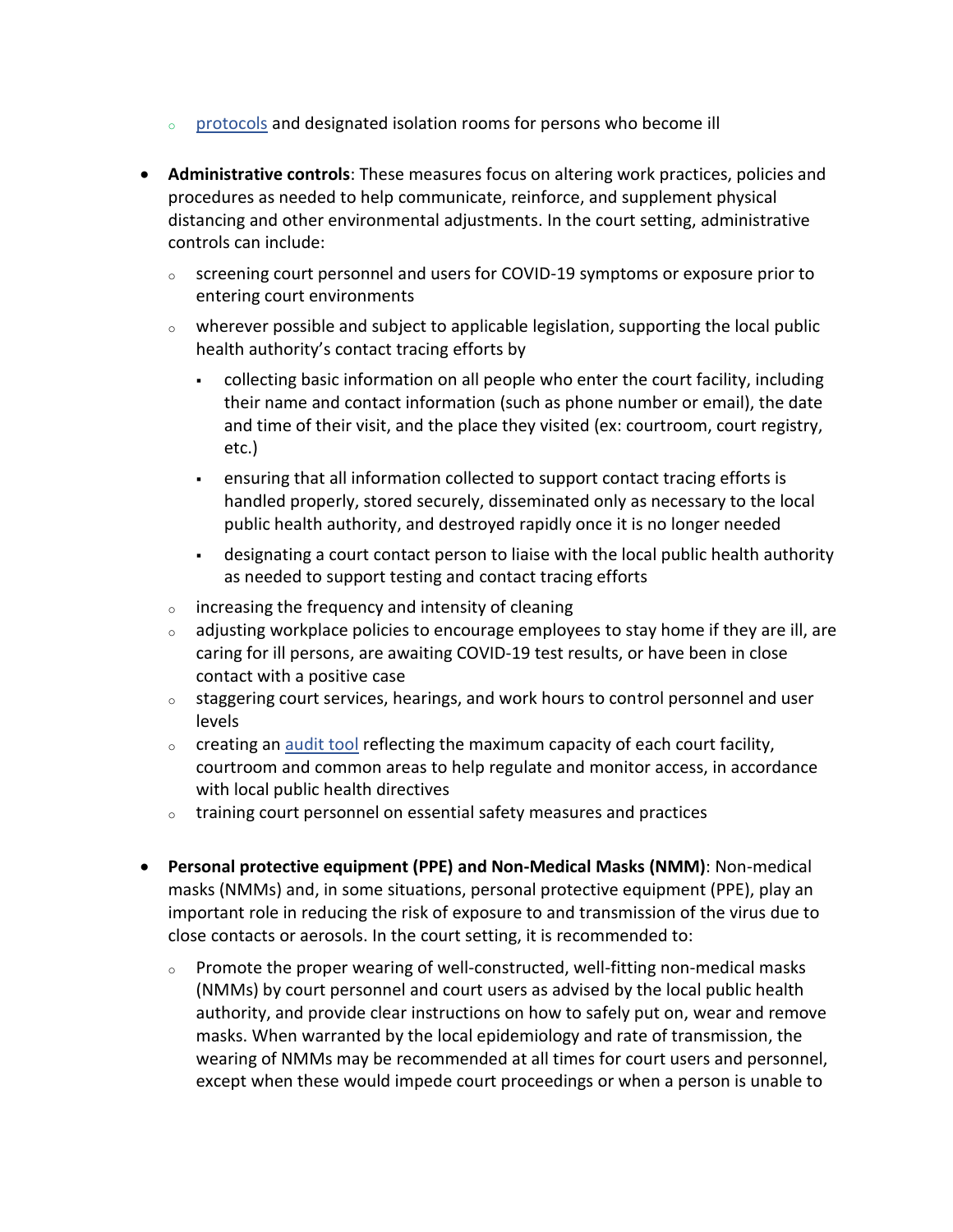- [protocols](#) and designated isolation rooms for persons who become ill

- **Administrative controls**: These measures focus on altering work practices, policies and procedures as needed to help communicate, reinforce, and supplement physical distancing and other environmental adjustments. In the court setting, administrative controls can include:
  - screening court personnel and users for COVID-19 symptoms or exposure prior to entering court environments
  - wherever possible and subject to applicable legislation, supporting the local public health authority's contact tracing efforts by
    - collecting basic information on all people who enter the court facility, including their name and contact information (such as phone number or email), the date and time of their visit, and the place they visited (ex: courtroom, court registry, etc.)
    - ensuring that all information collected to support contact tracing efforts is handled properly, stored securely, disseminated only as necessary to the local public health authority, and destroyed rapidly once it is no longer needed
    - designating a court contact person to liaise with the local public health authority as needed to support testing and contact tracing efforts
  - increasing the frequency and intensity of cleaning
  - adjusting workplace policies to encourage employees to stay home if they are ill, are caring for ill persons, are awaiting COVID-19 test results, or have been in close contact with a positive case
  - staggering court services, hearings, and work hours to control personnel and user levels
  - creating an [audit tool](#) reflecting the maximum capacity of each court facility, courtroom and common areas to help regulate and monitor access, in accordance with local public health directives
  - training court personnel on essential safety measures and practices

- **Personal protective equipment (PPE) and Non-Medical Masks (NMM)**: Non-medical masks (NMMs) and, in some situations, personal protective equipment (PPE), play an important role in reducing the risk of exposure to and transmission of the virus due to close contacts or aerosols. In the court setting, it is recommended to:
  - Promote the proper wearing of well-constructed, well-fitting non-medical masks (NMMs) by court personnel and court users as advised by the local public health authority, and provide clear instructions on how to safely put on, wear and remove masks. When warranted by the local epidemiology and rate of transmission, the wearing of NMMs may be recommended at all times for court users and personnel, except when these would impede court proceedings or when a person is unable to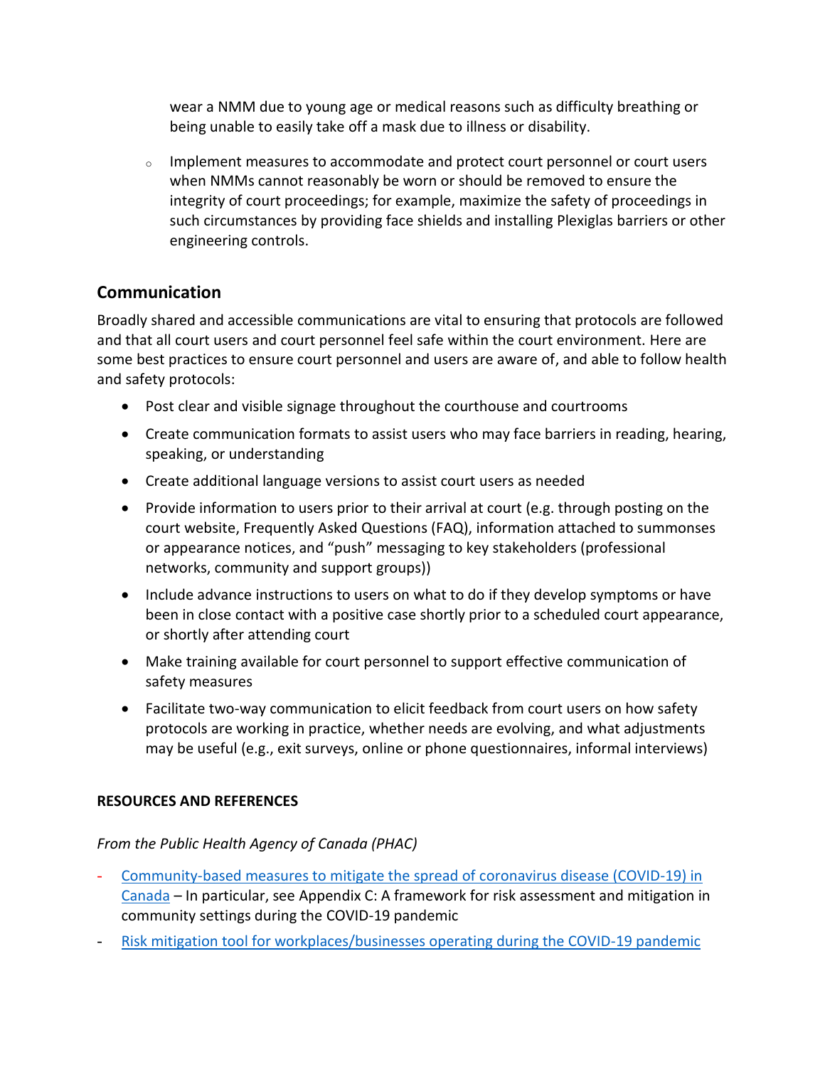wear a NMM due to young age or medical reasons such as difficulty breathing or being unable to easily take off a mask due to illness or disability.

  - Implement measures to accommodate and protect court personnel or court users when NMMs cannot reasonably be worn or should be removed to ensure the integrity of court proceedings; for example, maximize the safety of proceedings in such circumstances by providing face shields and installing Plexiglas barriers or other engineering controls.

## Communication

Broadly shared and accessible communications are vital to ensuring that protocols are followed and that all court users and court personnel feel safe within the court environment. Here are some best practices to ensure court personnel and users are aware of, and able to follow health and safety protocols:

- Post clear and visible signage throughout the courthouse and courtrooms
- Create communication formats to assist users who may face barriers in reading, hearing, speaking, or understanding
- Create additional language versions to assist court users as needed
- Provide information to users prior to their arrival at court (e.g. through posting on the court website, Frequently Asked Questions (FAQ), information attached to summonses or appearance notices, and "push" messaging to key stakeholders (professional networks, community and support groups))
- Include advance instructions to users on what to do if they develop symptoms or have been in close contact with a positive case shortly prior to a scheduled court appearance, or shortly after attending court
- Make training available for court personnel to support effective communication of safety measures
- Facilitate two-way communication to elicit feedback from court users on how safety protocols are working in practice, whether needs are evolving, and what adjustments may be useful (e.g., exit surveys, online or phone questionnaires, informal interviews)

**RESOURCES AND REFERENCES**

*From the Public Health Agency of Canada (PHAC)*

- Community-based measures to mitigate the spread of coronavirus disease (COVID-19) in Canada – In particular, see Appendix C: A framework for risk assessment and mitigation in community settings during the COVID-19 pandemic
- Risk mitigation tool for workplaces/businesses operating during the COVID-19 pandemic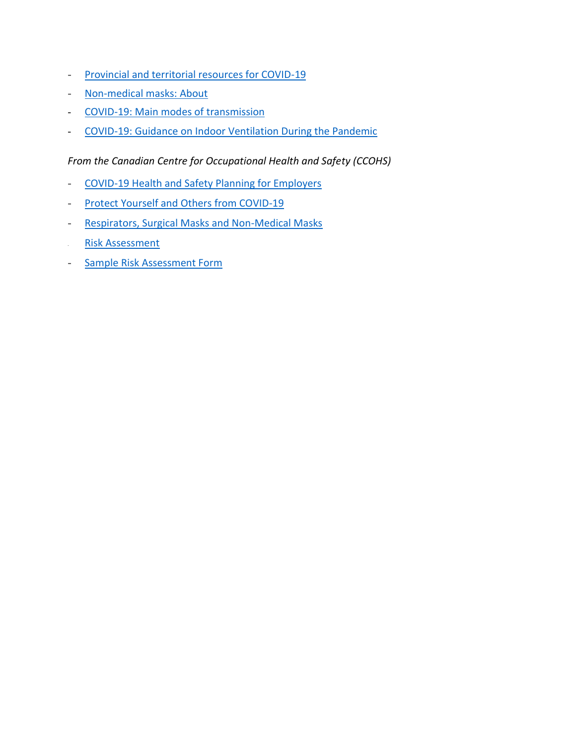- Provincial and territorial resources for COVID-19
- Non-medical masks: About
- COVID-19: Main modes of transmission
- COVID-19: Guidance on Indoor Ventilation During the Pandemic

*From the Canadian Centre for Occupational Health and Safety (CCOHS)*

- COVID-19 Health and Safety Planning for Employers
- Protect Yourself and Others from COVID-19
- Respirators, Surgical Masks and Non-Medical Masks
- Risk Assessment
- Sample Risk Assessment Form